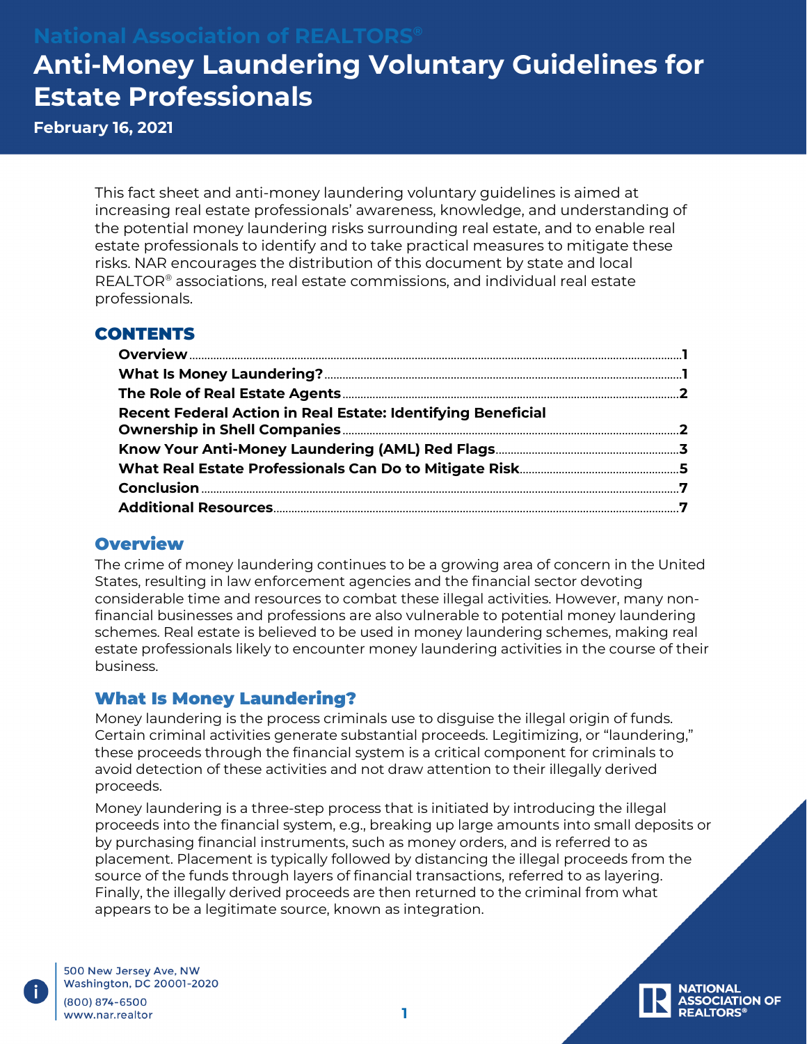National Association of REALTORS®

# Anti-Money Laundering Voluntary Guidelines for Estate Professionals

**February 16, 2021**

This fact sheet and anti-money laundering voluntary guidelines is aimed at increasing real estate professionals' awareness, knowledge, and understanding of the potential money laundering risks surrounding real estate, and to enable real estate professionals to identify and to take practical measures to mitigate these risks. NAR encourages the distribution of this document by state and local REALTOR® associations, real estate commissions, and individual real estate professionals.

## CONTENTS

- **Overview** ........ 1
- **What Is Money Laundering?** ........ 1
- **The Role of Real Estate Agents** ........ 2
- **Recent Federal Action in Real Estate: Identifying Beneficial Ownership in Shell Companies** ........ 2
- **Know Your Anti-Money Laundering (AML) Red Flags** ........ 3
- **What Real Estate Professionals Can Do to Mitigate Risk** ........ 5
- **Conclusion** ........ 7
- **Additional Resources** ........ 7

## Overview

The crime of money laundering continues to be a growing area of concern in the United States, resulting in law enforcement agencies and the financial sector devoting considerable time and resources to combat these illegal activities. However, many non-financial businesses and professions are also vulnerable to potential money laundering schemes. Real estate is believed to be used in money laundering schemes, making real estate professionals likely to encounter money laundering activities in the course of their business.

## What Is Money Laundering?

Money laundering is the process criminals use to disguise the illegal origin of funds. Certain criminal activities generate substantial proceeds. Legitimizing, or "laundering," these proceeds through the financial system is a critical component for criminals to avoid detection of these activities and not draw attention to their illegally derived proceeds.

Money laundering is a three-step process that is initiated by introducing the illegal proceeds into the financial system, e.g., breaking up large amounts into small deposits or by purchasing financial instruments, such as money orders, and is referred to as placement. Placement is typically followed by distancing the illegal proceeds from the source of the funds through layers of financial transactions, referred to as layering. Finally, the illegally derived proceeds are then returned to the criminal from what appears to be a legitimate source, known as integration.

500 New Jersey Ave, NW
Washington, DC 20001-2020
(800) 874-6500
www.nar.realtor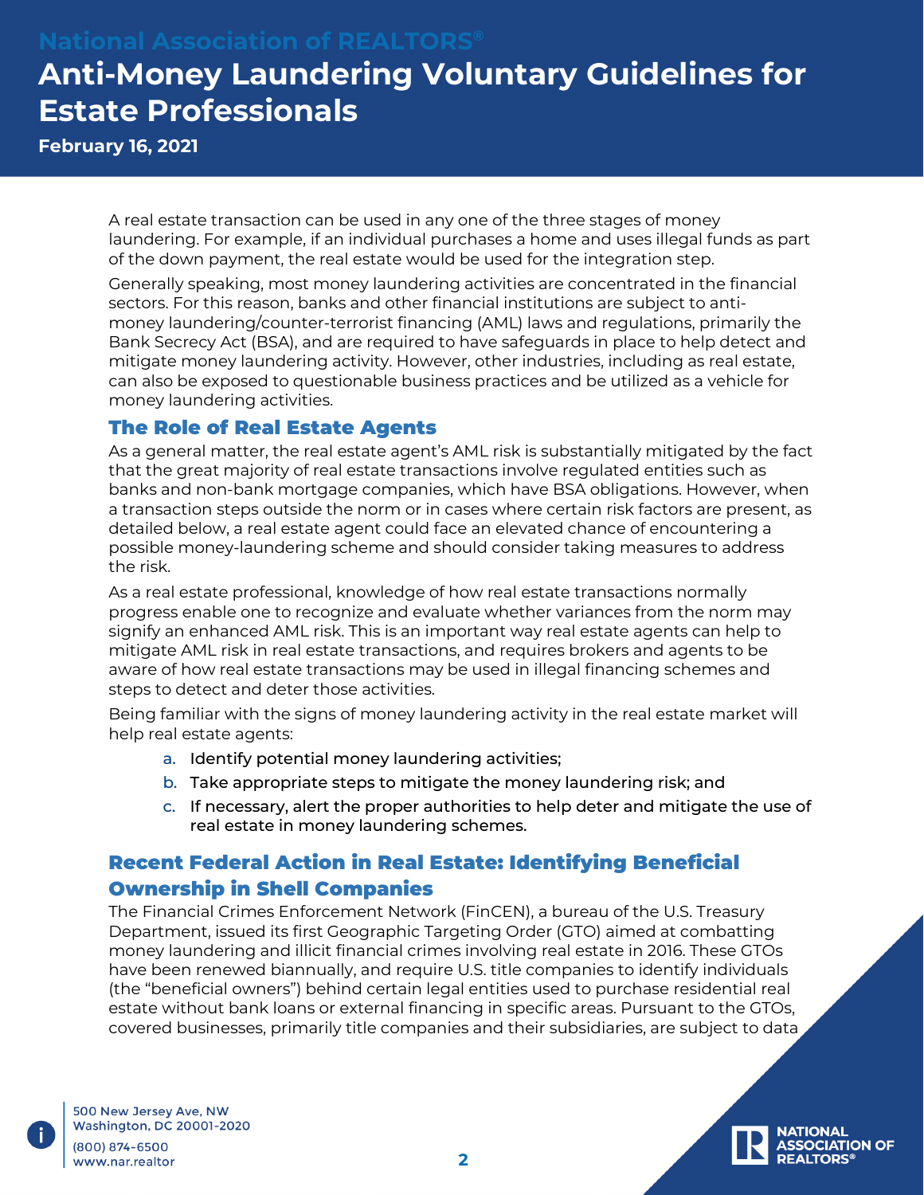A real estate transaction can be used in any one of the three stages of money laundering. For example, if an individual purchases a home and uses illegal funds as part of the down payment, the real estate would be used for the integration step.

Generally speaking, most money laundering activities are concentrated in the financial sectors. For this reason, banks and other financial institutions are subject to anti-money laundering/counter-terrorist financing (AML) laws and regulations, primarily the Bank Secrecy Act (BSA), and are required to have safeguards in place to help detect and mitigate money laundering activity. However, other industries, including as real estate, can also be exposed to questionable business practices and be utilized as a vehicle for money laundering activities.

## The Role of Real Estate Agents

As a general matter, the real estate agent's AML risk is substantially mitigated by the fact that the great majority of real estate transactions involve regulated entities such as banks and non-bank mortgage companies, which have BSA obligations. However, when a transaction steps outside the norm or in cases where certain risk factors are present, as detailed below, a real estate agent could face an elevated chance of encountering a possible money-laundering scheme and should consider taking measures to address the risk.

As a real estate professional, knowledge of how real estate transactions normally progress enable one to recognize and evaluate whether variances from the norm may signify an enhanced AML risk. This is an important way real estate agents can help to mitigate AML risk in real estate transactions, and requires brokers and agents to be aware of how real estate transactions may be used in illegal financing schemes and steps to detect and deter those activities.

Being familiar with the signs of money laundering activity in the real estate market will help real estate agents:

a. Identify potential money laundering activities;
b. Take appropriate steps to mitigate the money laundering risk; and
c. If necessary, alert the proper authorities to help deter and mitigate the use of real estate in money laundering schemes.

## Recent Federal Action in Real Estate: Identifying Beneficial Ownership in Shell Companies

The Financial Crimes Enforcement Network (FinCEN), a bureau of the U.S. Treasury Department, issued its first Geographic Targeting Order (GTO) aimed at combatting money laundering and illicit financial crimes involving real estate in 2016. These GTOs have been renewed biannually, and require U.S. title companies to identify individuals (the "beneficial owners") behind certain legal entities used to purchase residential real estate without bank loans or external financing in specific areas. Pursuant to the GTOs, covered businesses, primarily title companies and their subsidiaries, are subject to data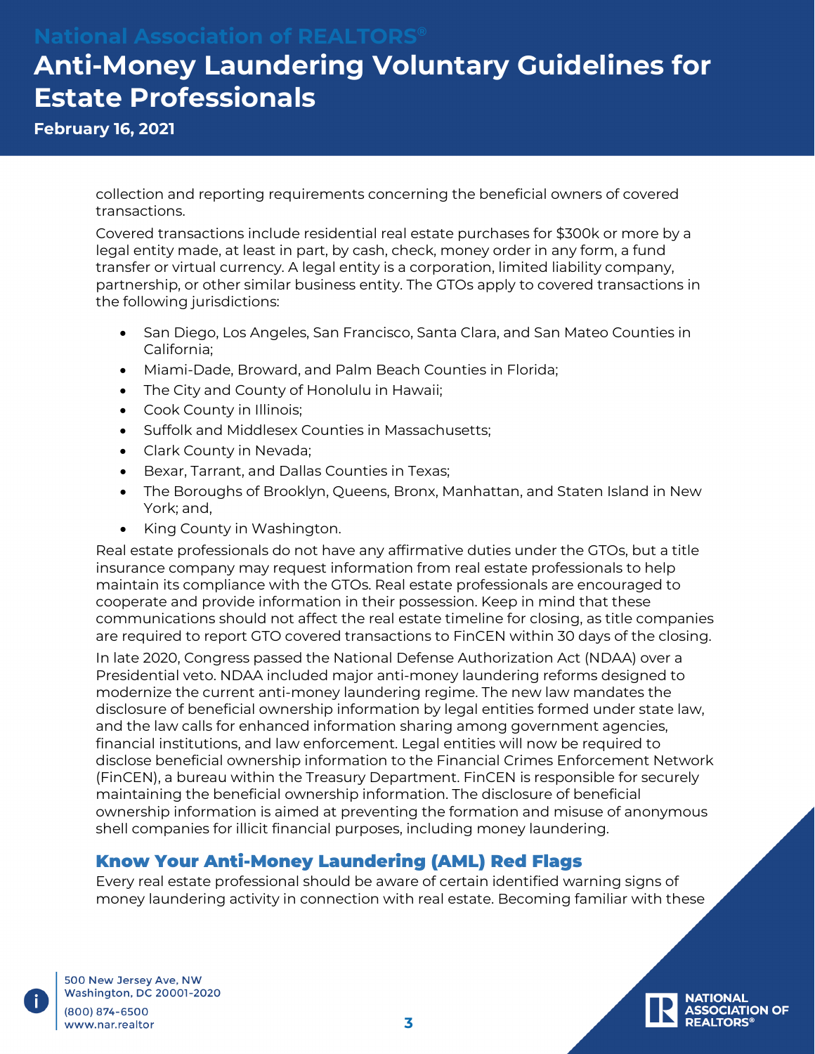collection and reporting requirements concerning the beneficial owners of covered transactions.

Covered transactions include residential real estate purchases for $300k or more by a legal entity made, at least in part, by cash, check, money order in any form, a fund transfer or virtual currency. A legal entity is a corporation, limited liability company, partnership, or other similar business entity. The GTOs apply to covered transactions in the following jurisdictions:

- San Diego, Los Angeles, San Francisco, Santa Clara, and San Mateo Counties in California;
- Miami-Dade, Broward, and Palm Beach Counties in Florida;
- The City and County of Honolulu in Hawaii;
- Cook County in Illinois;
- Suffolk and Middlesex Counties in Massachusetts;
- Clark County in Nevada;
- Bexar, Tarrant, and Dallas Counties in Texas;
- The Boroughs of Brooklyn, Queens, Bronx, Manhattan, and Staten Island in New York; and,
- King County in Washington.

Real estate professionals do not have any affirmative duties under the GTOs, but a title insurance company may request information from real estate professionals to help maintain its compliance with the GTOs. Real estate professionals are encouraged to cooperate and provide information in their possession. Keep in mind that these communications should not affect the real estate timeline for closing, as title companies are required to report GTO covered transactions to FinCEN within 30 days of the closing.

In late 2020, Congress passed the National Defense Authorization Act (NDAA) over a Presidential veto. NDAA included major anti-money laundering reforms designed to modernize the current anti-money laundering regime. The new law mandates the disclosure of beneficial ownership information by legal entities formed under state law, and the law calls for enhanced information sharing among government agencies, financial institutions, and law enforcement. Legal entities will now be required to disclose beneficial ownership information to the Financial Crimes Enforcement Network (FinCEN), a bureau within the Treasury Department. FinCEN is responsible for securely maintaining the beneficial ownership information. The disclosure of beneficial ownership information is aimed at preventing the formation and misuse of anonymous shell companies for illicit financial purposes, including money laundering.

## Know Your Anti-Money Laundering (AML) Red Flags

Every real estate professional should be aware of certain identified warning signs of money laundering activity in connection with real estate. Becoming familiar with these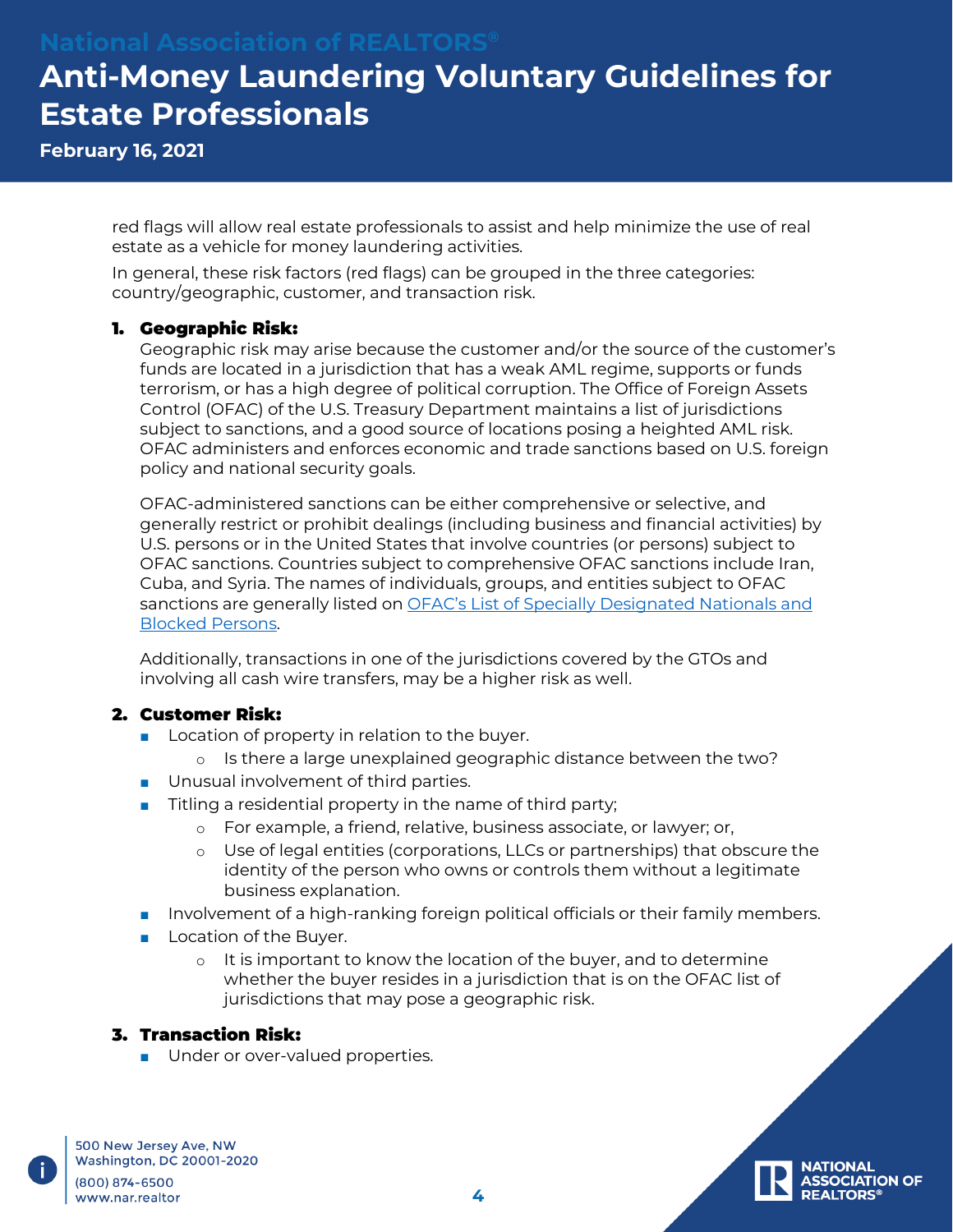red flags will allow real estate professionals to assist and help minimize the use of real estate as a vehicle for money laundering activities.

In general, these risk factors (red flags) can be grouped in the three categories: country/geographic, customer, and transaction risk.

1. **Geographic Risk:**
   Geographic risk may arise because the customer and/or the source of the customer's funds are located in a jurisdiction that has a weak AML regime, supports or funds terrorism, or has a high degree of political corruption. The Office of Foreign Assets Control (OFAC) of the U.S. Treasury Department maintains a list of jurisdictions subject to sanctions, and a good source of locations posing a heighted AML risk. OFAC administers and enforces economic and trade sanctions based on U.S. foreign policy and national security goals.

   OFAC-administered sanctions can be either comprehensive or selective, and generally restrict or prohibit dealings (including business and financial activities) by U.S. persons or in the United States that involve countries (or persons) subject to OFAC sanctions. Countries subject to comprehensive OFAC sanctions include Iran, Cuba, and Syria. The names of individuals, groups, and entities subject to OFAC sanctions are generally listed on OFAC's List of Specially Designated Nationals and Blocked Persons.

   Additionally, transactions in one of the jurisdictions covered by the GTOs and involving all cash wire transfers, may be a higher risk as well.

2. **Customer Risk:**
   - Location of property in relation to the buyer.
     - Is there a large unexplained geographic distance between the two?
   - Unusual involvement of third parties.
   - Titling a residential property in the name of third party;
     - For example, a friend, relative, business associate, or lawyer; or,
     - Use of legal entities (corporations, LLCs or partnerships) that obscure the identity of the person who owns or controls them without a legitimate business explanation.
   - Involvement of a high-ranking foreign political officials or their family members.
   - Location of the Buyer.
     - It is important to know the location of the buyer, and to determine whether the buyer resides in a jurisdiction that is on the OFAC list of jurisdictions that may pose a geographic risk.

3. **Transaction Risk:**
   - Under or over-valued properties.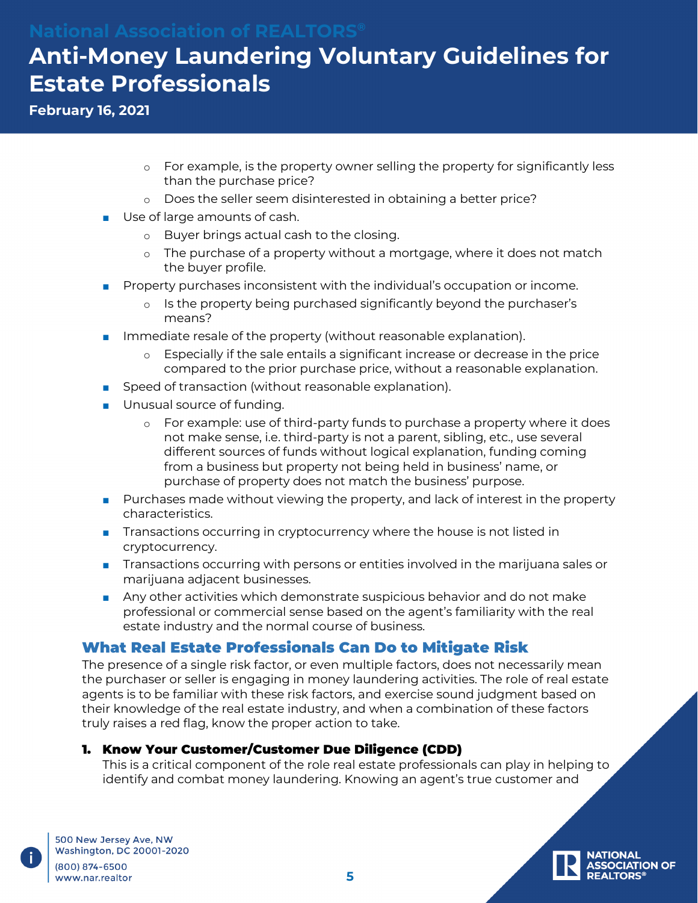- For example, is the property owner selling the property for significantly less than the purchase price?
  - Does the seller seem disinterested in obtaining a better price?
- Use of large amounts of cash.
  - Buyer brings actual cash to the closing.
  - The purchase of a property without a mortgage, where it does not match the buyer profile.
- Property purchases inconsistent with the individual's occupation or income.
  - Is the property being purchased significantly beyond the purchaser's means?
- Immediate resale of the property (without reasonable explanation).
  - Especially if the sale entails a significant increase or decrease in the price compared to the prior purchase price, without a reasonable explanation.
- Speed of transaction (without reasonable explanation).
- Unusual source of funding.
  - For example: use of third-party funds to purchase a property where it does not make sense, i.e. third-party is not a parent, sibling, etc., use several different sources of funds without logical explanation, funding coming from a business but property not being held in business' name, or purchase of property does not match the business' purpose.
- Purchases made without viewing the property, and lack of interest in the property characteristics.
- Transactions occurring in cryptocurrency where the house is not listed in cryptocurrency.
- Transactions occurring with persons or entities involved in the marijuana sales or marijuana adjacent businesses.
- Any other activities which demonstrate suspicious behavior and do not make professional or commercial sense based on the agent's familiarity with the real estate industry and the normal course of business.

## What Real Estate Professionals Can Do to Mitigate Risk

The presence of a single risk factor, or even multiple factors, does not necessarily mean the purchaser or seller is engaging in money laundering activities. The role of real estate agents is to be familiar with these risk factors, and exercise sound judgment based on their knowledge of the real estate industry, and when a combination of these factors truly raises a red flag, know the proper action to take.

### 1. Know Your Customer/Customer Due Diligence (CDD)

This is a critical component of the role real estate professionals can play in helping to identify and combat money laundering. Knowing an agent's true customer and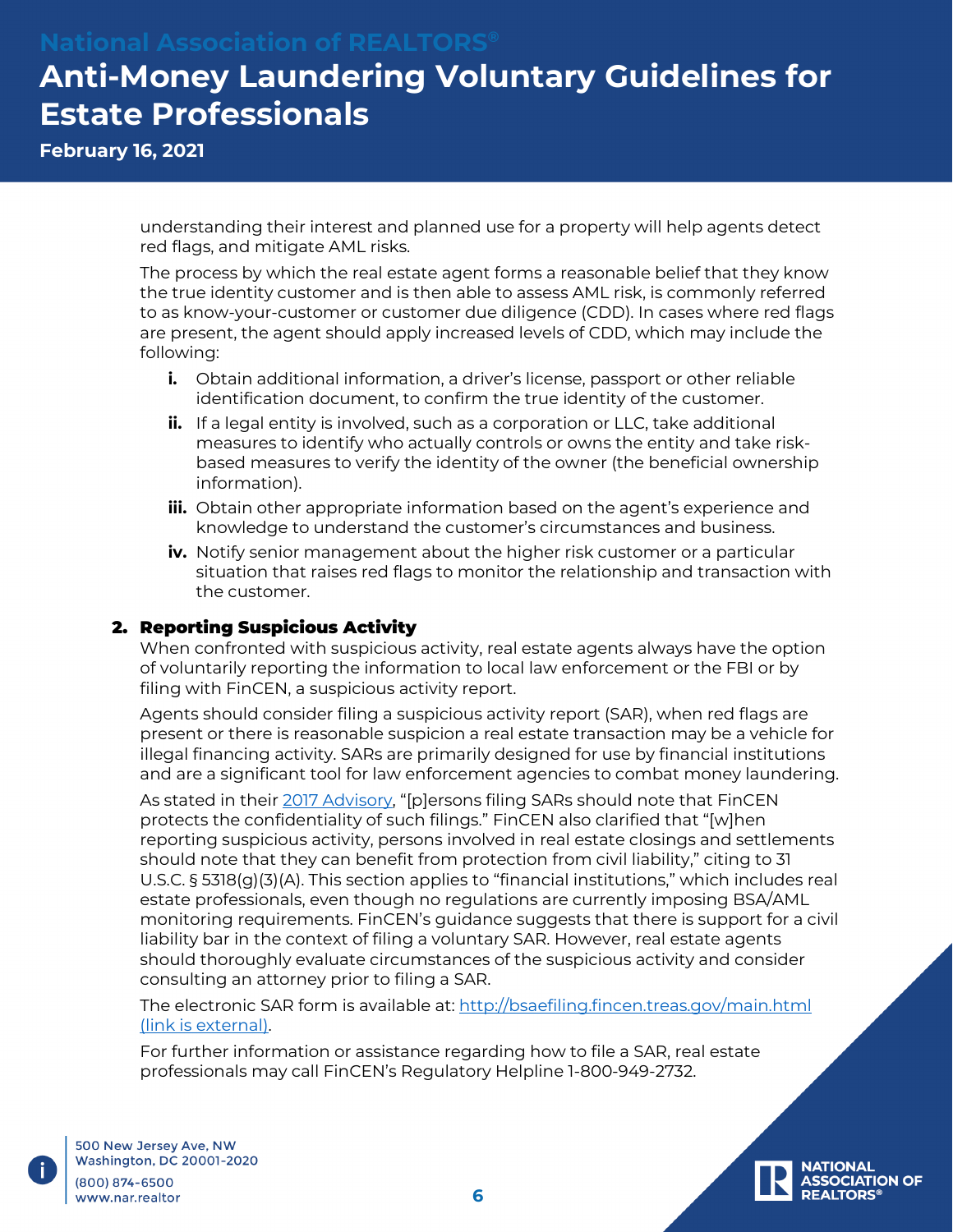understanding their interest and planned use for a property will help agents detect red flags, and mitigate AML risks.

The process by which the real estate agent forms a reasonable belief that they know the true identity customer and is then able to assess AML risk, is commonly referred to as know-your-customer or customer due diligence (CDD). In cases where red flags are present, the agent should apply increased levels of CDD, which may include the following:

- **i.** Obtain additional information, a driver's license, passport or other reliable identification document, to confirm the true identity of the customer.
- **ii.** If a legal entity is involved, such as a corporation or LLC, take additional measures to identify who actually controls or owns the entity and take risk-based measures to verify the identity of the owner (the beneficial ownership information).
- **iii.** Obtain other appropriate information based on the agent's experience and knowledge to understand the customer's circumstances and business.
- **iv.** Notify senior management about the higher risk customer or a particular situation that raises red flags to monitor the relationship and transaction with the customer.

## 2. Reporting Suspicious Activity

When confronted with suspicious activity, real estate agents always have the option of voluntarily reporting the information to local law enforcement or the FBI or by filing with FinCEN, a suspicious activity report.

Agents should consider filing a suspicious activity report (SAR), when red flags are present or there is reasonable suspicion a real estate transaction may be a vehicle for illegal financing activity. SARs are primarily designed for use by financial institutions and are a significant tool for law enforcement agencies to combat money laundering.

As stated in their 2017 Advisory, "[p]ersons filing SARs should note that FinCEN protects the confidentiality of such filings." FinCEN also clarified that "[w]hen reporting suspicious activity, persons involved in real estate closings and settlements should note that they can benefit from protection from civil liability," citing to 31 U.S.C. § 5318(g)(3)(A). This section applies to "financial institutions," which includes real estate professionals, even though no regulations are currently imposing BSA/AML monitoring requirements. FinCEN's guidance suggests that there is support for a civil liability bar in the context of filing a voluntary SAR. However, real estate agents should thoroughly evaluate circumstances of the suspicious activity and consider consulting an attorney prior to filing a SAR.

The electronic SAR form is available at: http://bsaefiling.fincen.treas.gov/main.html (link is external).

For further information or assistance regarding how to file a SAR, real estate professionals may call FinCEN's Regulatory Helpline 1-800-949-2732.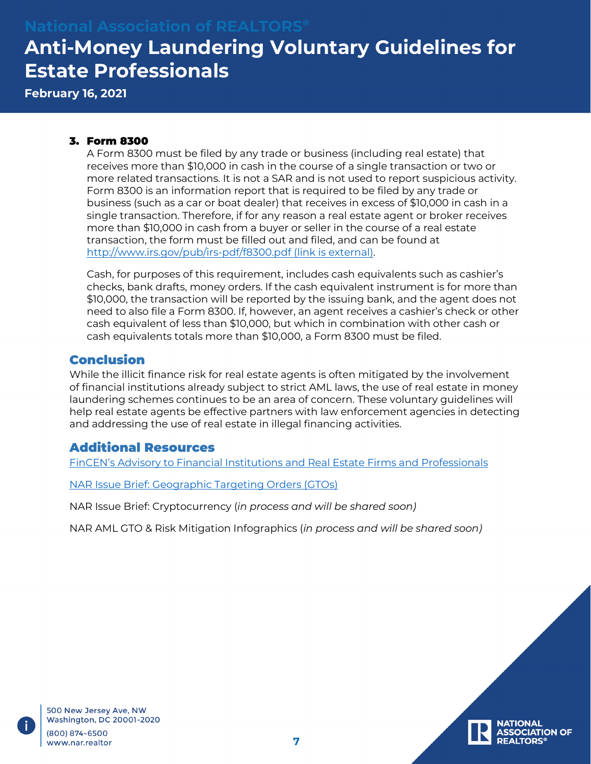3. **Form 8300**

   A Form 8300 must be filed by any trade or business (including real estate) that receives more than $10,000 in cash in the course of a single transaction or two or more related transactions. It is not a SAR and is not used to report suspicious activity. Form 8300 is an information report that is required to be filed by any trade or business (such as a car or boat dealer) that receives in excess of $10,000 in cash in a single transaction. Therefore, if for any reason a real estate agent or broker receives more than $10,000 in cash from a buyer or seller in the course of a real estate transaction, the form must be filled out and filed, and can be found at [http://www.irs.gov/pub/irs-pdf/f8300.pdf (link is external)](http://www.irs.gov/pub/irs-pdf/f8300.pdf).

   Cash, for purposes of this requirement, includes cash equivalents such as cashier's checks, bank drafts, money orders. If the cash equivalent instrument is for more than $10,000, the transaction will be reported by the issuing bank, and the agent does not need to also file a Form 8300. If, however, an agent receives a cashier's check or other cash equivalent of less than $10,000, but which in combination with other cash or cash equivalents totals more than $10,000, a Form 8300 must be filed.

## Conclusion

While the illicit finance risk for real estate agents is often mitigated by the involvement of financial institutions already subject to strict AML laws, the use of real estate in money laundering schemes continues to be an area of concern. These voluntary guidelines will help real estate agents be effective partners with law enforcement agencies in detecting and addressing the use of real estate in illegal financing activities.

## Additional Resources

FinCEN's Advisory to Financial Institutions and Real Estate Firms and Professionals

NAR Issue Brief: Geographic Targeting Orders (GTOs)

NAR Issue Brief: Cryptocurrency (*in process and will be shared soon)*

NAR AML GTO & Risk Mitigation Infographics (*in process and will be shared soon)*